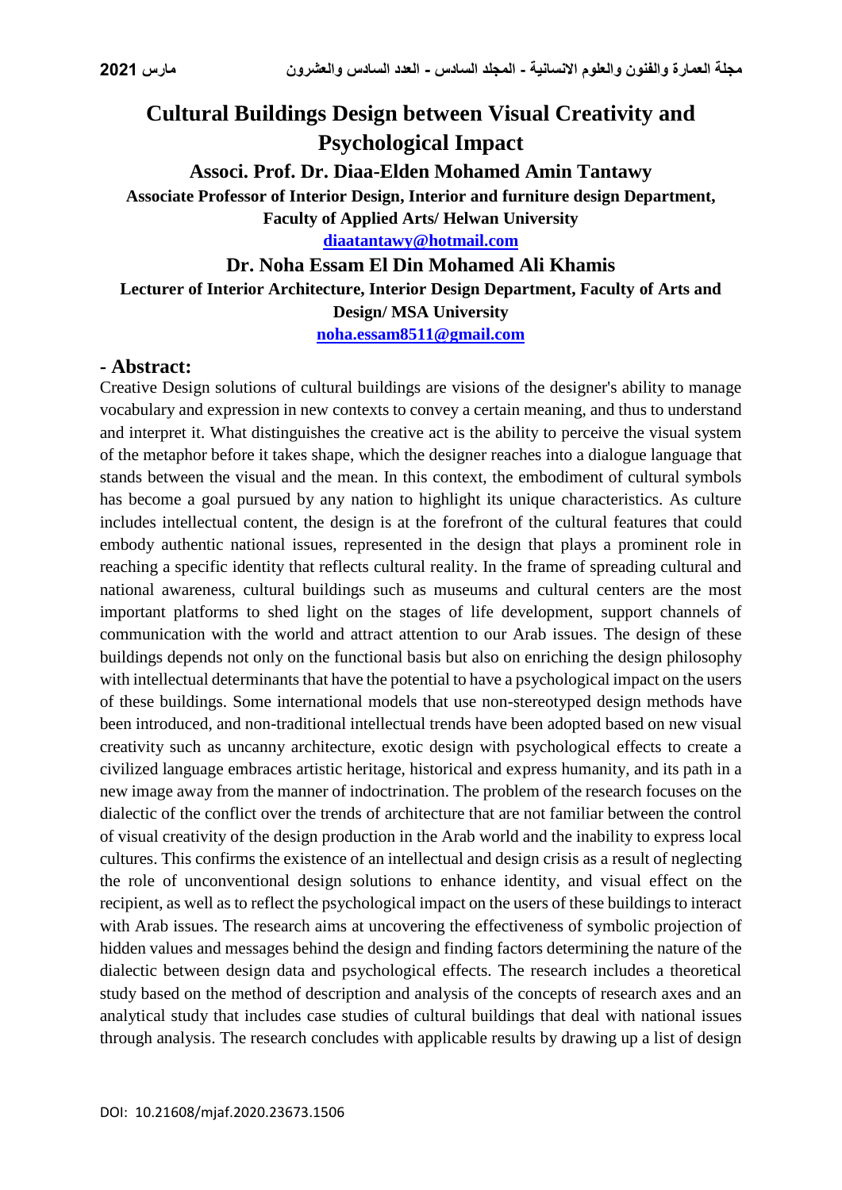# Cultural Buildings Design between Visual Creativity and Psychological Impact

**Associ. Prof. Dr. Diaa-Elden Mohamed Amin Tantawy**

**Associate Professor of Interior Design, Interior and furniture design Department, Faculty of Applied Arts/ Helwan University**

**diaatantawy@hotmail.com**

**Dr. Noha Essam El Din Mohamed Ali Khamis**

**Lecturer of Interior Architecture, Interior Design Department, Faculty of Arts and Design/ MSA University**

**noha.essam8511@gmail.com**

## - Abstract:

Creative Design solutions of cultural buildings are visions of the designer's ability to manage vocabulary and expression in new contexts to convey a certain meaning, and thus to understand and interpret it. What distinguishes the creative act is the ability to perceive the visual system of the metaphor before it takes shape, which the designer reaches into a dialogue language that stands between the visual and the mean. In this context, the embodiment of cultural symbols has become a goal pursued by any nation to highlight its unique characteristics. As culture includes intellectual content, the design is at the forefront of the cultural features that could embody authentic national issues, represented in the design that plays a prominent role in reaching a specific identity that reflects cultural reality. In the frame of spreading cultural and national awareness, cultural buildings such as museums and cultural centers are the most important platforms to shed light on the stages of life development, support channels of communication with the world and attract attention to our Arab issues. The design of these buildings depends not only on the functional basis but also on enriching the design philosophy with intellectual determinants that have the potential to have a psychological impact on the users of these buildings. Some international models that use non-stereotyped design methods have been introduced, and non-traditional intellectual trends have been adopted based on new visual creativity such as uncanny architecture, exotic design with psychological effects to create a civilized language embraces artistic heritage, historical and express humanity, and its path in a new image away from the manner of indoctrination. The problem of the research focuses on the dialectic of the conflict over the trends of architecture that are not familiar between the control of visual creativity of the design production in the Arab world and the inability to express local cultures. This confirms the existence of an intellectual and design crisis as a result of neglecting the role of unconventional design solutions to enhance identity, and visual effect on the recipient, as well as to reflect the psychological impact on the users of these buildings to interact with Arab issues. The research aims at uncovering the effectiveness of symbolic projection of hidden values and messages behind the design and finding factors determining the nature of the dialectic between design data and psychological effects. The research includes a theoretical study based on the method of description and analysis of the concepts of research axes and an analytical study that includes case studies of cultural buildings that deal with national issues through analysis. The research concludes with applicable results by drawing up a list of design

DOI: 10.21608/mjaf.2020.23673.1506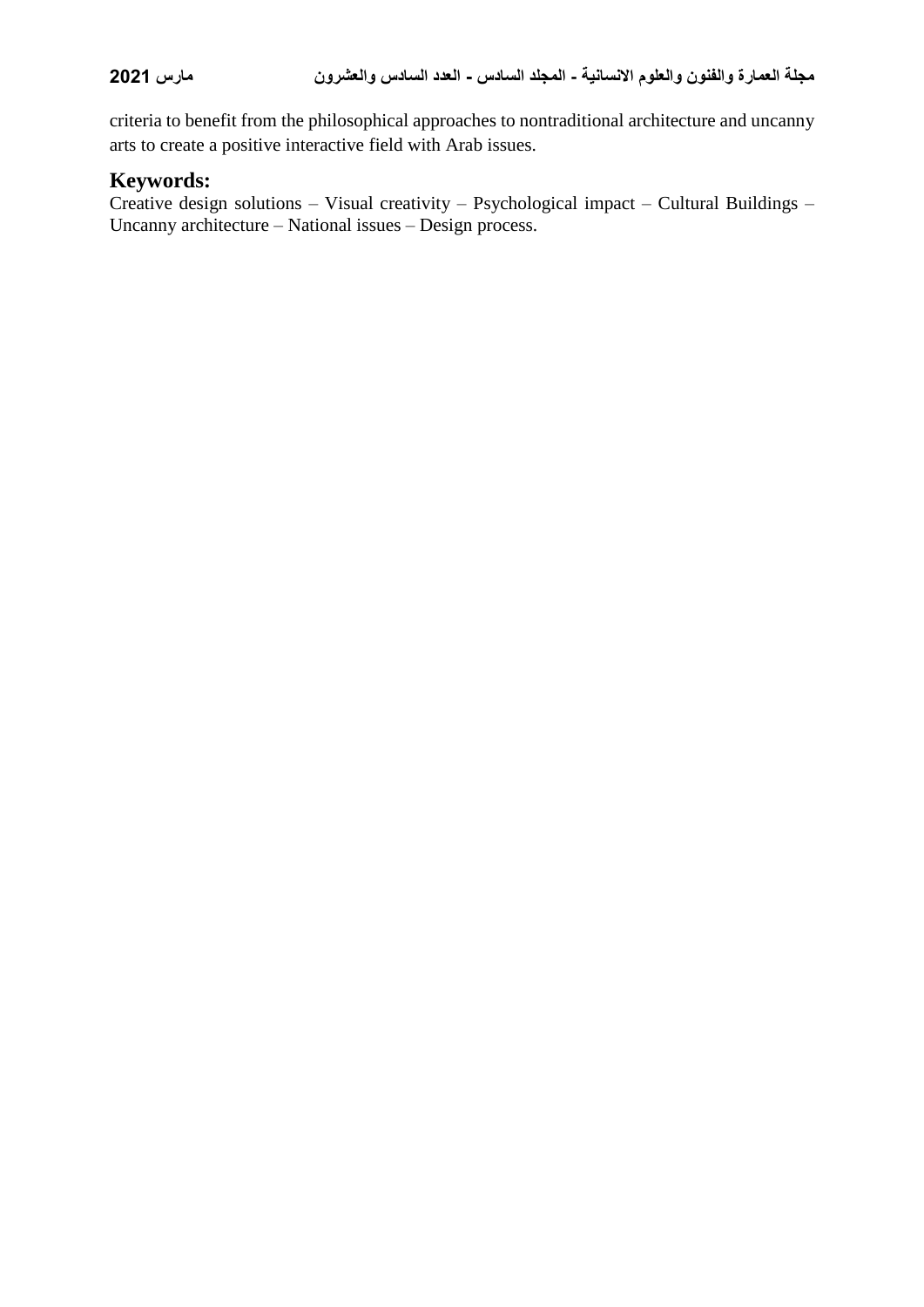criteria to benefit from the philosophical approaches to nontraditional architecture and uncanny arts to create a positive interactive field with Arab issues.

## Keywords:

Creative design solutions – Visual creativity – Psychological impact – Cultural Buildings – Uncanny architecture – National issues – Design process.